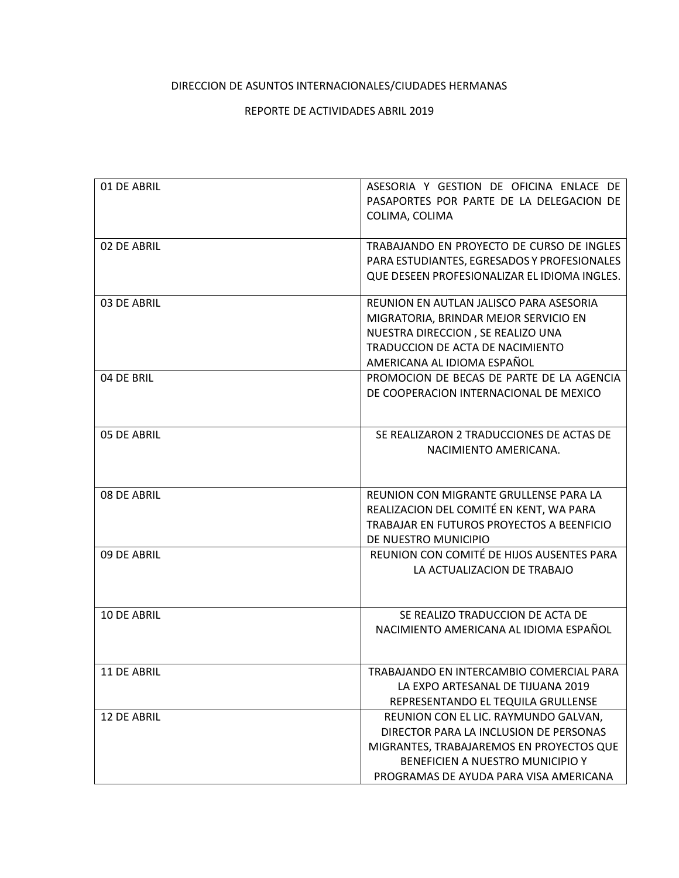DIRECCION DE ASUNTOS INTERNACIONALES/CIUDADES HERMANAS

REPORTE DE ACTIVIDADES ABRIL 2019

| | |
|---|---|
| 01 DE ABRIL | ASESORIA Y GESTION DE OFICINA ENLACE DE PASAPORTES POR PARTE DE LA DELEGACION DE COLIMA, COLIMA |
| 02 DE ABRIL | TRABAJANDO EN PROYECTO DE CURSO DE INGLES PARA ESTUDIANTES, EGRESADOS Y PROFESIONALES QUE DESEEN PROFESIONALIZAR EL IDIOMA INGLES. |
| 03 DE ABRIL | REUNION EN AUTLAN JALISCO PARA ASESORIA MIGRATORIA, BRINDAR MEJOR SERVICIO EN NUESTRA DIRECCION , SE REALIZO UNA TRADUCCION DE ACTA DE NACIMIENTO AMERICANA AL IDIOMA ESPAÑOL |
| 04 DE BRIL | PROMOCION DE BECAS DE PARTE DE LA AGENCIA DE COOPERACION INTERNACIONAL DE MEXICO |
| 05 DE ABRIL | SE REALIZARON 2 TRADUCCIONES DE ACTAS DE NACIMIENTO AMERICANA. |
| 08 DE ABRIL | REUNION CON MIGRANTE GRULLENSE PARA LA REALIZACION DEL COMITÉ EN KENT, WA PARA TRABAJAR EN FUTUROS PROYECTOS A BEENFICIO DE NUESTRO MUNICIPIO |
| 09 DE ABRIL | REUNION CON COMITÉ DE HIJOS AUSENTES PARA LA ACTUALIZACION DE TRABAJO |
| 10 DE ABRIL | SE REALIZO TRADUCCION DE ACTA DE NACIMIENTO AMERICANA AL IDIOMA ESPAÑOL |
| 11 DE ABRIL | TRABAJANDO EN INTERCAMBIO COMERCIAL PARA LA EXPO ARTESANAL DE TIJUANA 2019 REPRESENTANDO EL TEQUILA GRULLENSE |
| 12 DE ABRIL | REUNION CON EL LIC. RAYMUNDO GALVAN, DIRECTOR PARA LA INCLUSION DE PERSONAS MIGRANTES, TRABAJAREMOS EN PROYECTOS QUE BENEFICIEN A NUESTRO MUNICIPIO Y PROGRAMAS DE AYUDA PARA VISA AMERICANA |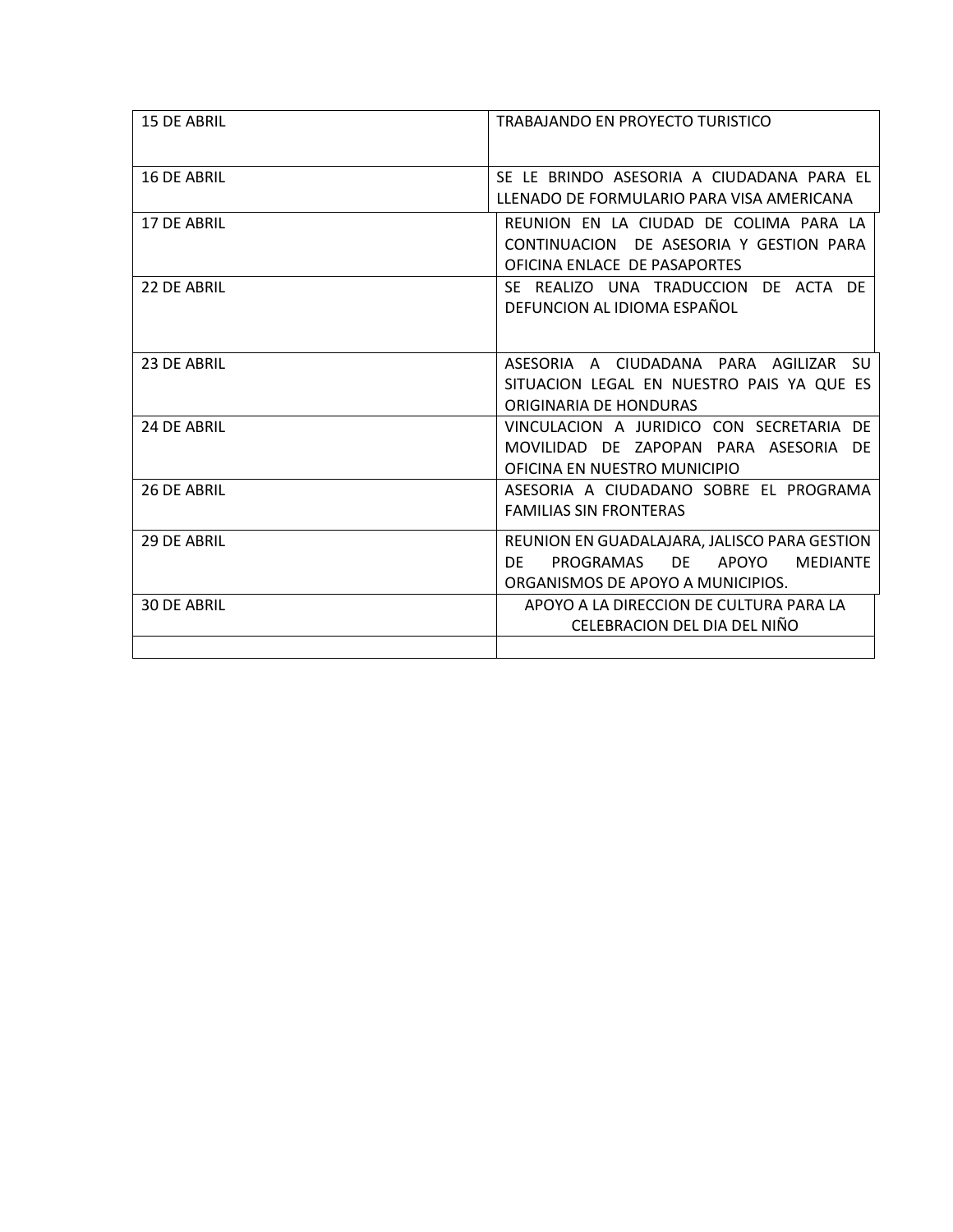| | |
|---|---|
| 15 DE ABRIL | TRABAJANDO EN PROYECTO TURISTICO |
| 16 DE ABRIL | SE LE BRINDO ASESORIA A CIUDADANA PARA EL LLENADO DE FORMULARIO PARA VISA AMERICANA |
| 17 DE ABRIL | REUNION EN LA CIUDAD DE COLIMA PARA LA CONTINUACION DE ASESORIA Y GESTION PARA OFICINA ENLACE DE PASAPORTES |
| 22 DE ABRIL | SE REALIZO UNA TRADUCCION DE ACTA DE DEFUNCION AL IDIOMA ESPAÑOL |
| 23 DE ABRIL | ASESORIA A CIUDADANA PARA AGILIZAR SU SITUACION LEGAL EN NUESTRO PAIS YA QUE ES ORIGINARIA DE HONDURAS |
| 24 DE ABRIL | VINCULACION A JURIDICO CON SECRETARIA DE MOVILIDAD DE ZAPOPAN PARA ASESORIA DE OFICINA EN NUESTRO MUNICIPIO |
| 26 DE ABRIL | ASESORIA A CIUDADANO SOBRE EL PROGRAMA FAMILIAS SIN FRONTERAS |
| 29 DE ABRIL | REUNION EN GUADALAJARA, JALISCO PARA GESTION DE PROGRAMAS DE APOYO MEDIANTE ORGANISMOS DE APOYO A MUNICIPIOS. |
| 30 DE ABRIL | APOYO A LA DIRECCION DE CULTURA PARA LA CELEBRACION DEL DIA DEL NIÑO |
| | |